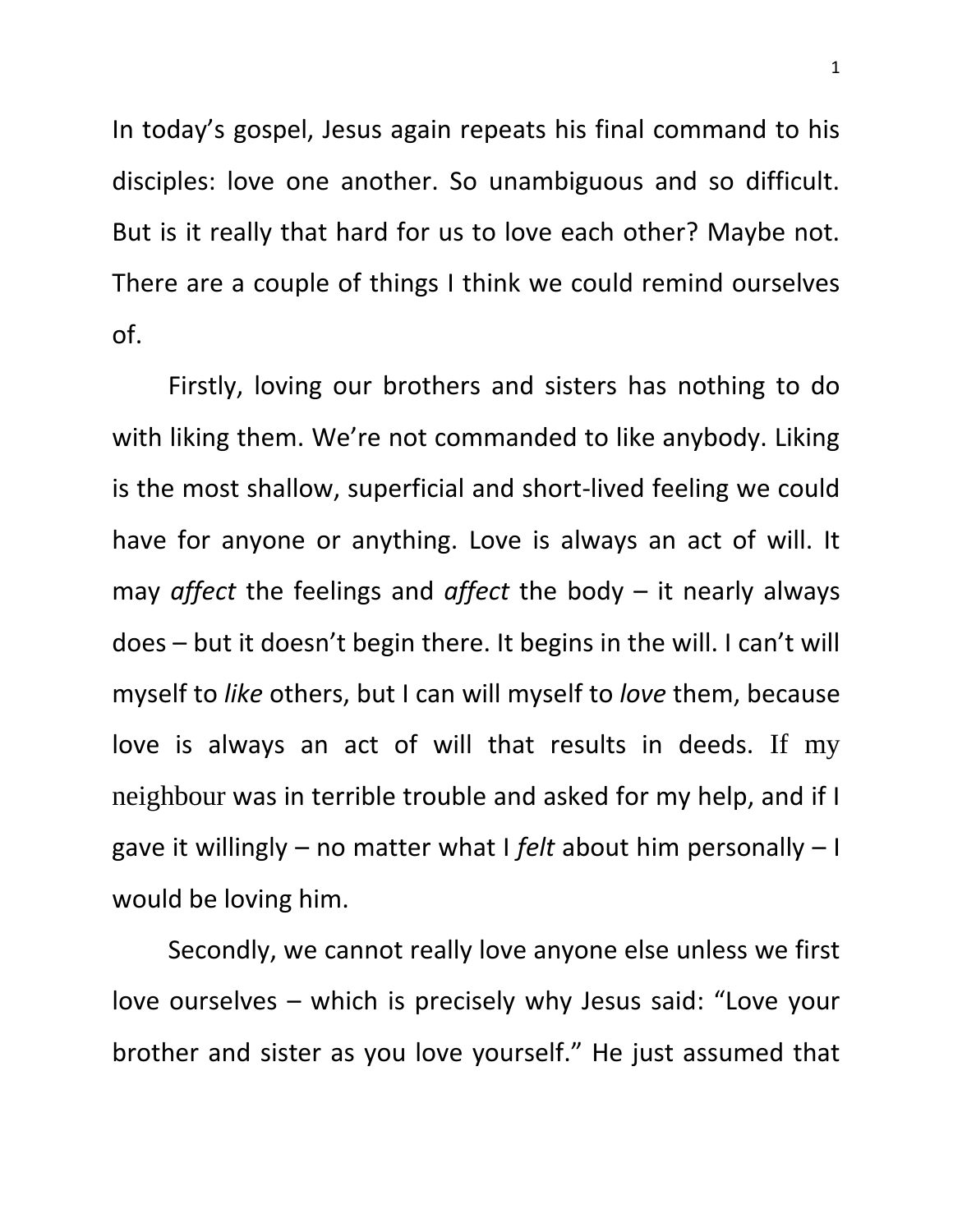In today's gospel, Jesus again repeats his final command to his disciples: love one another. So unambiguous and so difficult. But is it really that hard for us to love each other? Maybe not. There are a couple of things I think we could remind ourselves of.

Firstly, loving our brothers and sisters has nothing to do with liking them. We're not commanded to like anybody. Liking is the most shallow, superficial and short-lived feeling we could have for anyone or anything. Love is always an act of will. It may *affect* the feelings and *affect* the body – it nearly always does – but it doesn't begin there. It begins in the will. I can't will myself to *like* others, but I can will myself to *love* them, because love is always an act of will that results in deeds. If my neighbour was in terrible trouble and asked for my help, and if I gave it willingly – no matter what I *felt* about him personally – I would be loving him.

Secondly, we cannot really love anyone else unless we first love ourselves – which is precisely why Jesus said: "Love your brother and sister as you love yourself." He just assumed that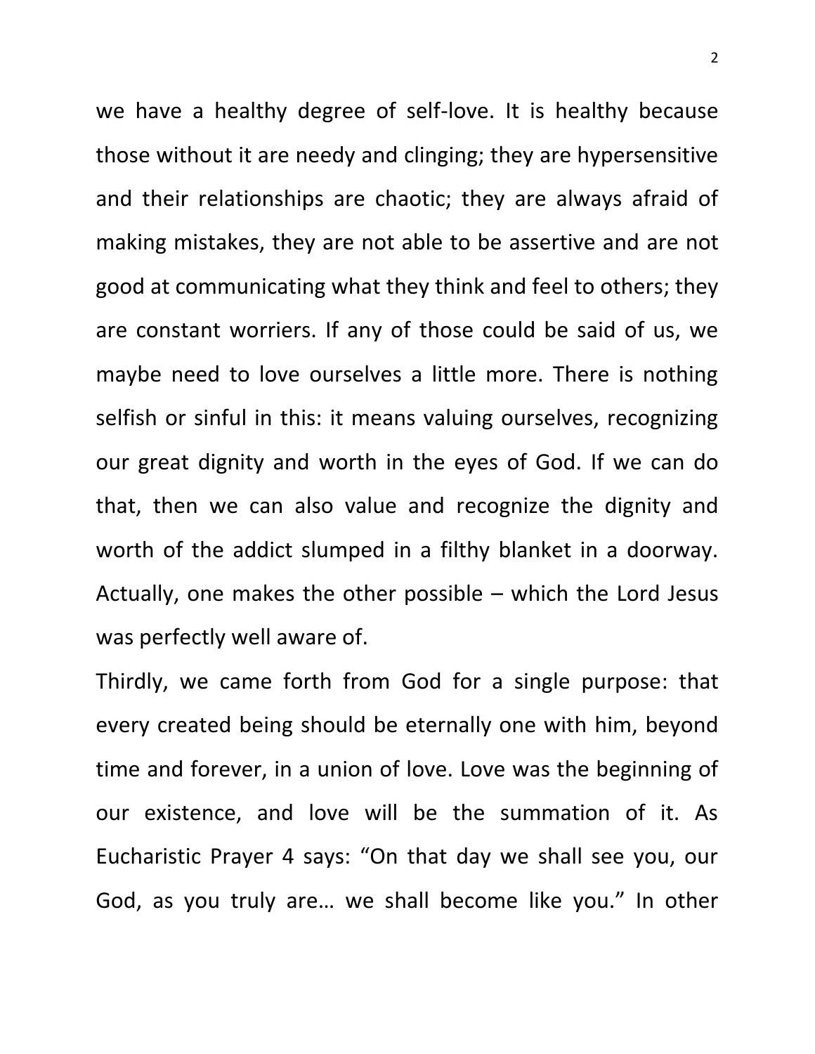we have a healthy degree of self-love. It is healthy because those without it are needy and clinging; they are hypersensitive and their relationships are chaotic; they are always afraid of making mistakes, they are not able to be assertive and are not good at communicating what they think and feel to others; they are constant worriers. If any of those could be said of us, we maybe need to love ourselves a little more. There is nothing selfish or sinful in this: it means valuing ourselves, recognizing our great dignity and worth in the eyes of God. If we can do that, then we can also value and recognize the dignity and worth of the addict slumped in a filthy blanket in a doorway. Actually, one makes the other possible – which the Lord Jesus was perfectly well aware of.

Thirdly, we came forth from God for a single purpose: that every created being should be eternally one with him, beyond time and forever, in a union of love. Love was the beginning of our existence, and love will be the summation of it. As Eucharistic Prayer 4 says: "On that day we shall see you, our God, as you truly are… we shall become like you." In other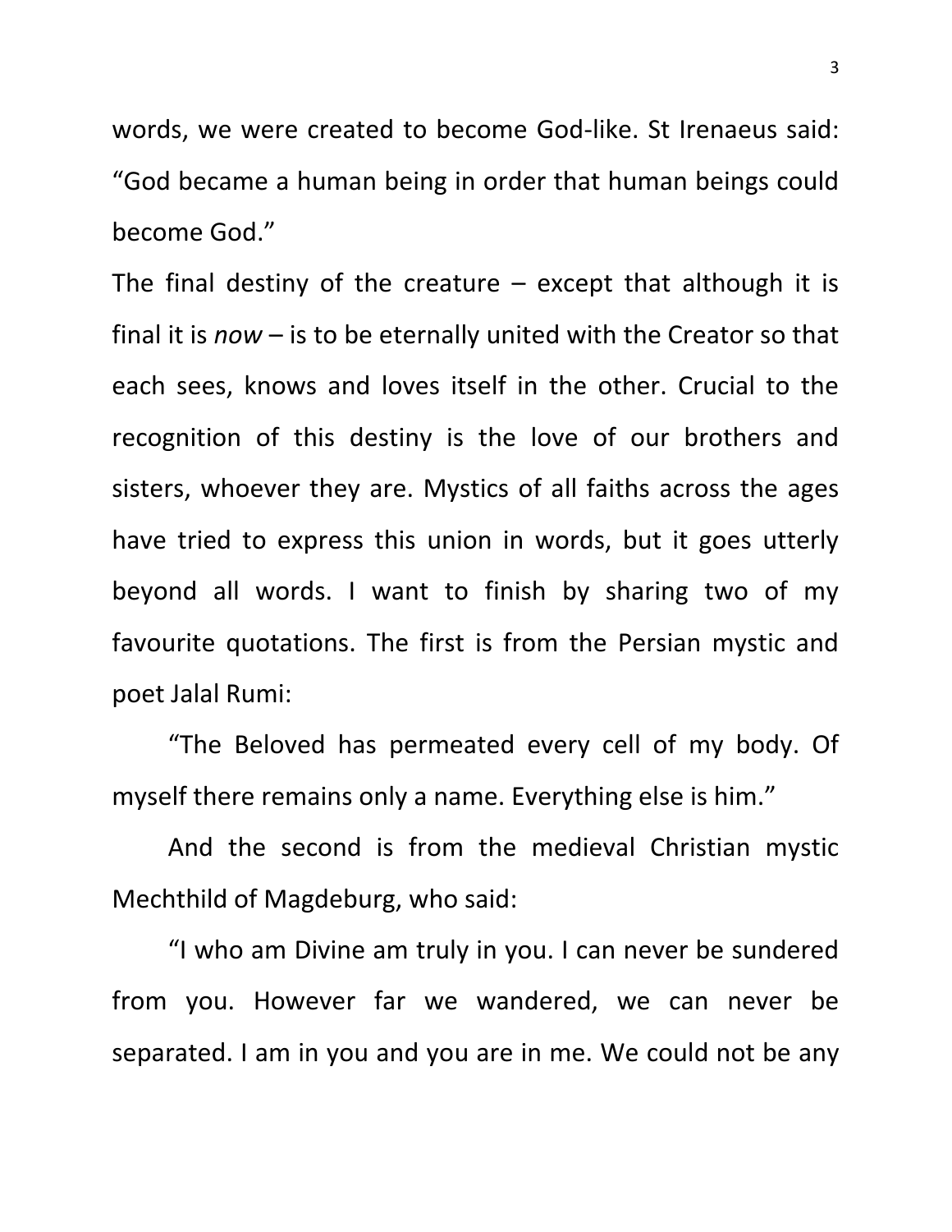words, we were created to become God-like. St Irenaeus said: “God became a human being in order that human beings could become God.”

The final destiny of the creature – except that although it is final it is *now* – is to be eternally united with the Creator so that each sees, knows and loves itself in the other. Crucial to the recognition of this destiny is the love of our brothers and sisters, whoever they are. Mystics of all faiths across the ages have tried to express this union in words, but it goes utterly beyond all words. I want to finish by sharing two of my favourite quotations. The first is from the Persian mystic and poet Jalal Rumi:

“The Beloved has permeated every cell of my body. Of myself there remains only a name. Everything else is him.”

And the second is from the medieval Christian mystic Mechthild of Magdeburg, who said:

“I who am Divine am truly in you. I can never be sundered from you. However far we wandered, we can never be separated. I am in you and you are in me. We could not be any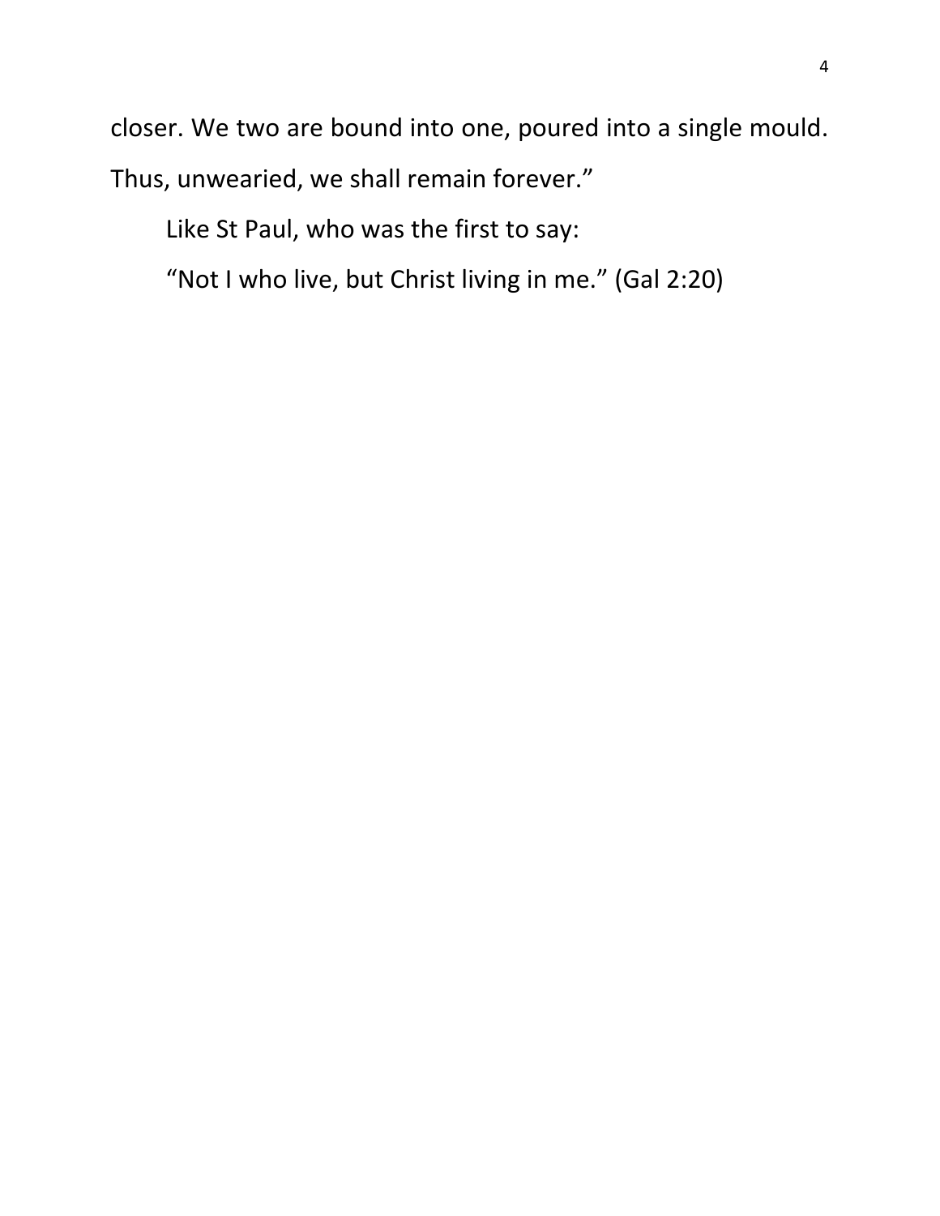closer. We two are bound into one, poured into a single mould. Thus, unwearied, we shall remain forever."

Like St Paul, who was the first to say:

"Not I who live, but Christ living in me." (Gal 2:20)